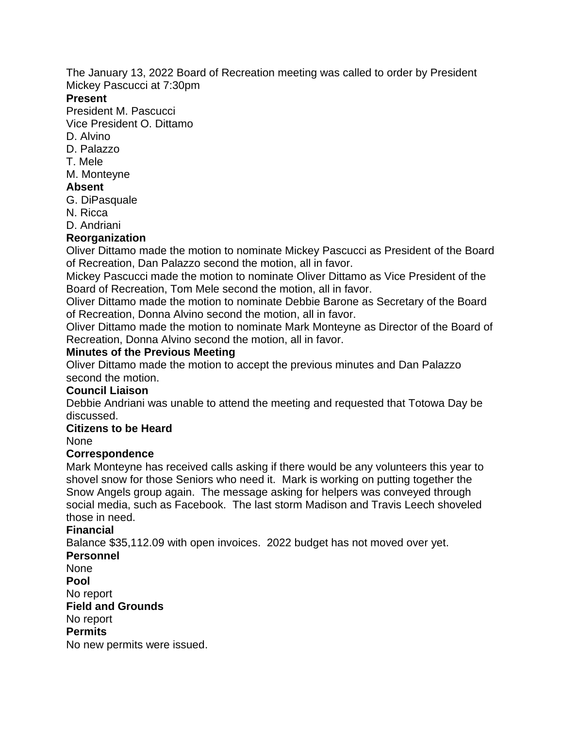The January 13, 2022 Board of Recreation meeting was called to order by President Mickey Pascucci at 7:30pm

**Present**

President M. Pascucci
Vice President O. Dittamo
D. Alvino
D. Palazzo
T. Mele
M. Monteyne

**Absent**

G. DiPasquale
N. Ricca
D. Andriani

**Reorganization**

Oliver Dittamo made the motion to nominate Mickey Pascucci as President of the Board of Recreation, Dan Palazzo second the motion, all in favor.
Mickey Pascucci made the motion to nominate Oliver Dittamo as Vice President of the Board of Recreation, Tom Mele second the motion, all in favor.
Oliver Dittamo made the motion to nominate Debbie Barone as Secretary of the Board of Recreation, Donna Alvino second the motion, all in favor.
Oliver Dittamo made the motion to nominate Mark Monteyne as Director of the Board of Recreation, Donna Alvino second the motion, all in favor.

**Minutes of the Previous Meeting**

Oliver Dittamo made the motion to accept the previous minutes and Dan Palazzo second the motion.

**Council Liaison**

Debbie Andriani was unable to attend the meeting and requested that Totowa Day be discussed.

**Citizens to be Heard**

None

**Correspondence**

Mark Monteyne has received calls asking if there would be any volunteers this year to shovel snow for those Seniors who need it. Mark is working on putting together the Snow Angels group again. The message asking for helpers was conveyed through social media, such as Facebook. The last storm Madison and Travis Leech shoveled those in need.

**Financial**

Balance $35,112.09 with open invoices. 2022 budget has not moved over yet.

**Personnel**

None

**Pool**

No report

**Field and Grounds**

No report

**Permits**

No new permits were issued.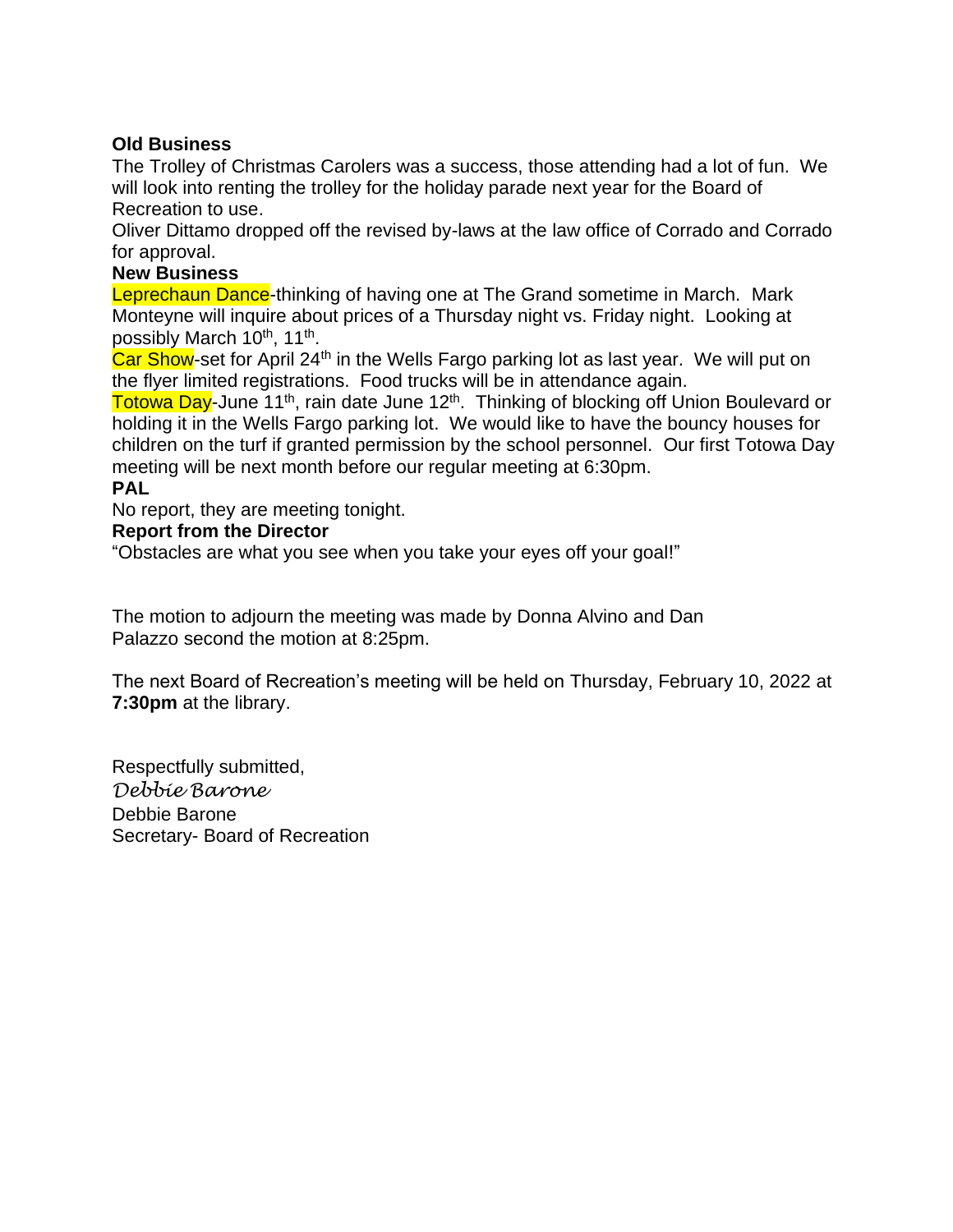**Old Business**

The Trolley of Christmas Carolers was a success, those attending had a lot of fun. We will look into renting the trolley for the holiday parade next year for the Board of Recreation to use.

Oliver Dittamo dropped off the revised by-laws at the law office of Corrado and Corrado for approval.

**New Business**

Leprechaun Dance-thinking of having one at The Grand sometime in March. Mark Monteyne will inquire about prices of a Thursday night vs. Friday night. Looking at possibly March 10th, 11th.

Car Show-set for April 24th in the Wells Fargo parking lot as last year. We will put on the flyer limited registrations. Food trucks will be in attendance again.

Totowa Day-June 11th, rain date June 12th. Thinking of blocking off Union Boulevard or holding it in the Wells Fargo parking lot. We would like to have the bouncy houses for children on the turf if granted permission by the school personnel. Our first Totowa Day meeting will be next month before our regular meeting at 6:30pm.

**PAL**

No report, they are meeting tonight.

**Report from the Director**

"Obstacles are what you see when you take your eyes off your goal!"

The motion to adjourn the meeting was made by Donna Alvino and Dan Palazzo second the motion at 8:25pm.

The next Board of Recreation's meeting will be held on Thursday, February 10, 2022 at **7:30pm** at the library.

Respectfully submitted,

*Debbie Barone*

Debbie Barone

Secretary- Board of Recreation